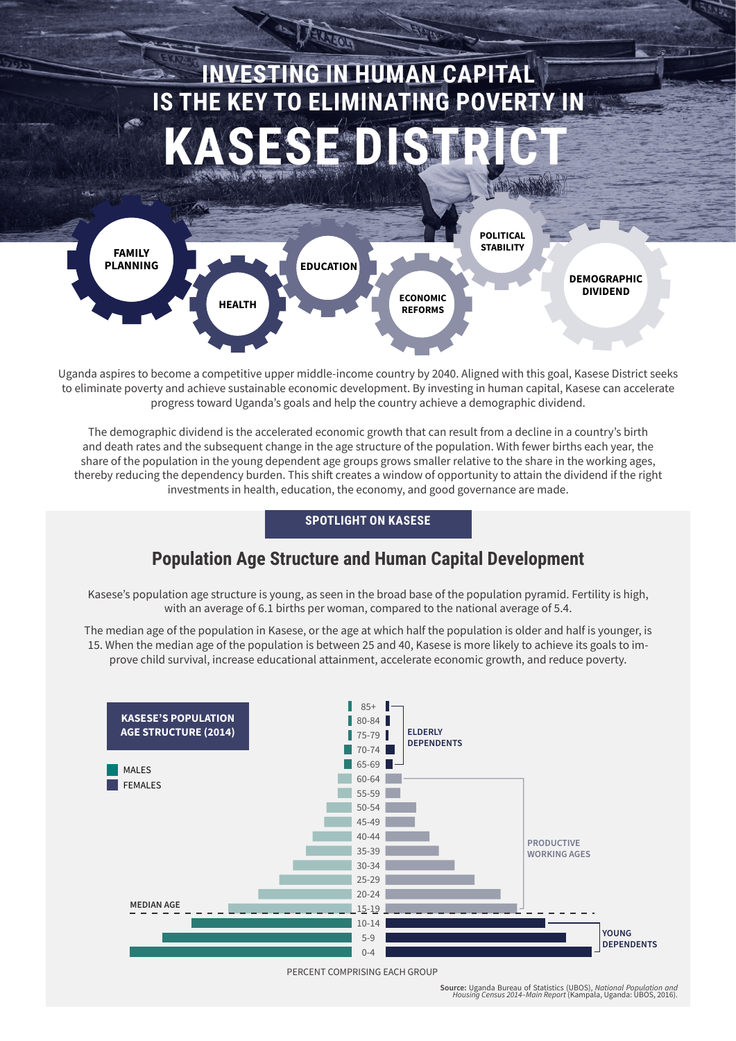# INVESTING IN HUMAN CAPITAL IS THE KEY TO ELIMINATING POVERTY IN KASESE DISTRICT

**FAMILY PLANNING** — **HEALTH** — **EDUCATION** — **ECONOMIC REFORMS** — **POLITICAL STABILITY** — **DEMOGRAPHIC DIVIDEND**

Uganda aspires to become a competitive upper middle-income country by 2040. Aligned with this goal, Kasese District seeks to eliminate poverty and achieve sustainable economic development. By investing in human capital, Kasese can accelerate progress toward Uganda's goals and help the country achieve a demographic dividend.

The demographic dividend is the accelerated economic growth that can result from a decline in a country's birth and death rates and the subsequent change in the age structure of the population. With fewer births each year, the share of the population in the young dependent age groups grows smaller relative to the share in the working ages, thereby reducing the dependency burden. This shift creates a window of opportunity to attain the dividend if the right investments in health, education, the economy, and good governance are made.

**SPOTLIGHT ON KASESE**

## Population Age Structure and Human Capital Development

Kasese's population age structure is young, as seen in the broad base of the population pyramid. Fertility is high, with an average of 6.1 births per woman, compared to the national average of 5.4.

The median age of the population in Kasese, or the age at which half the population is older and half is younger, is 15. When the median age of the population is between 25 and 40, Kasese is more likely to achieve its goals to improve child survival, increase educational attainment, accelerate economic growth, and reduce poverty.

**KASESE'S POPULATION AGE STRUCTURE (2014)**

MALES / FEMALES

Age groups: 85+, 80-84, 75-79, 70-74, 65-69 (ELDERLY DEPENDENTS); 60-64, 55-59, 50-54, 45-49, 40-44, 35-39, 30-34, 25-29, 20-24, 15-19 (PRODUCTIVE WORKING AGES); 10-14, 5-9, 0-4 (YOUNG DEPENDENTS)

MEDIAN AGE

PERCENT COMPRISING EACH GROUP

**Source:** Uganda Bureau of Statistics (UBOS), *National Population and Housing Census 2014–Main Report* (Kampala, Uganda: UBOS, 2016).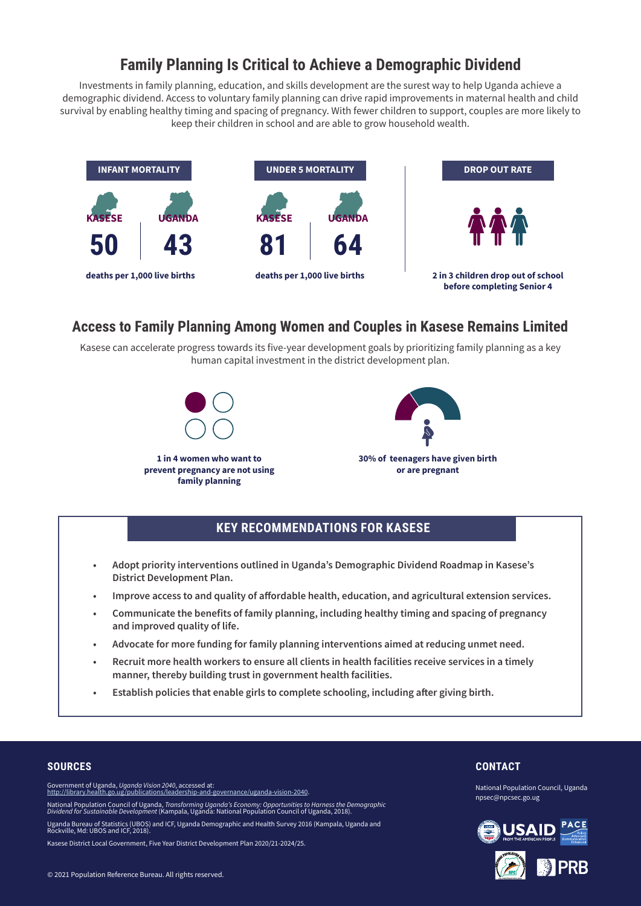# Family Planning Is Critical to Achieve a Demographic Dividend

Investments in family planning, education, and skills development are the surest way to help Uganda achieve a demographic dividend. Access to voluntary family planning can drive rapid improvements in maternal health and child survival by enabling healthy timing and spacing of pregnancy. With fewer children to support, couples are more likely to keep their children in school and are able to grow household wealth.

**INFANT MORTALITY**

KASESE 50 | UGANDA 43

**deaths per 1,000 live births**

**UNDER 5 MORTALITY**

KASESE 81 | UGANDA 64

**deaths per 1,000 live births**

**DROP OUT RATE**

**2 in 3 children drop out of school before completing Senior 4**

## Access to Family Planning Among Women and Couples in Kasese Remains Limited

Kasese can accelerate progress towards its five-year development goals by prioritizing family planning as a key human capital investment in the district development plan.

**1 in 4 women who want to prevent pregnancy are not using family planning**

**30% of teenagers have given birth or are pregnant**

## KEY RECOMMENDATIONS FOR KASESE

- **Adopt priority interventions outlined in Uganda's Demographic Dividend Roadmap in Kasese's District Development Plan.**
- **Improve access to and quality of affordable health, education, and agricultural extension services.**
- **Communicate the benefits of family planning, including healthy timing and spacing of pregnancy and improved quality of life.**
- **Advocate for more funding for family planning interventions aimed at reducing unmet need.**
- **Recruit more health workers to ensure all clients in health facilities receive services in a timely manner, thereby building trust in government health facilities.**
- **Establish policies that enable girls to complete schooling, including after giving birth.**

## SOURCES

Government of Uganda, *Uganda Vision 2040*, accessed at: http://library.health.go.ug/publications/leadership-and-governance/uganda-vision-2040.

National Population Council of Uganda, *Transforming Uganda's Economy: Opportunities to Harness the Demographic Dividend for Sustainable Development* (Kampala, Uganda: National Population Council of Uganda, 2018).

Uganda Bureau of Statistics (UBOS) and ICF, Uganda Demographic and Health Survey 2016 (Kampala, Uganda and Rockville, Md: UBOS and ICF, 2018).

Kasese District Local Government, Five Year District Development Plan 2020/21-2024/25.

## CONTACT

National Population Council, Uganda
npsec@npcsec.go.ug

© 2021 Population Reference Bureau. All rights reserved.